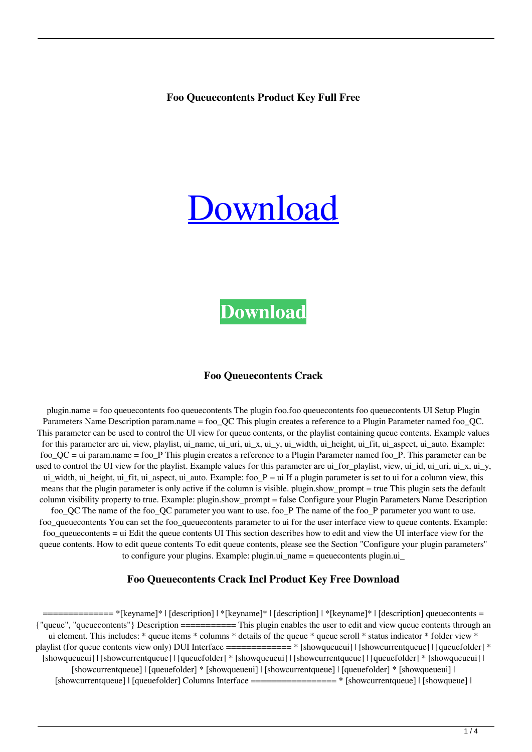**Foo Queuecontents Product Key Full Free**

# [Download](#)

**Download**

### Foo Queuecontents Crack

plugin.name = foo queuecontents foo queuecontents The plugin foo.foo queuecontents foo queuecontents UI Setup Plugin Parameters Name Description param.name = foo_QC This plugin creates a reference to a Plugin Parameter named foo_QC. This parameter can be used to control the UI view for queue contents, or the playlist containing queue contents. Example values for this parameter are ui, view, playlist, ui_name, ui_uri, ui_x, ui_y, ui_width, ui_height, ui_fit, ui_aspect, ui_auto. Example: foo_QC = ui param.name = foo_P This plugin creates a reference to a Plugin Parameter named foo_P. This parameter can be used to control the UI view for the playlist. Example values for this parameter are ui_for_playlist, view, ui_id, ui_uri, ui_x, ui_y, ui_width, ui_height, ui_fit, ui_aspect, ui_auto. Example: foo_P = ui If a plugin parameter is set to ui for a column view, this means that the plugin parameter is only active if the column is visible. plugin.show_prompt = true This plugin sets the default column visibility property to true. Example: plugin.show_prompt = false Configure your Plugin Parameters Name Description foo_QC The name of the foo_QC parameter you want to use. foo_P The name of the foo_P parameter you want to use. foo_queuecontents You can set the foo_queuecontents parameter to ui for the user interface view to queue contents. Example: foo_queuecontents = ui Edit the queue contents UI This section describes how to edit and view the UI interface view for the queue contents. How to edit queue contents To edit queue contents, please see the Section "Configure your plugin parameters" to configure your plugins. Example: plugin.ui_name = queuecontents plugin.ui_

### Foo Queuecontents Crack Incl Product Key Free Download

============= *[keyname]* | [description] | *[keyname]* | [description] | *[keyname]* | [description] queuecontents = {"queue", "queuecontents"} Description =========== This plugin enables the user to edit and view queue contents through an ui element. This includes: * queue items * columns * details of the queue * queue scroll * status indicator * folder view * playlist (for queue contents view only) DUI Interface ============= * [showqueueui] | [showcurrentqueue] | [queuefolder] * [showqueueui] | [showcurrentqueue] | [queuefolder] * [showqueueui] | [showcurrentqueue] | [queuefolder] * [showqueueui] | [showcurrentqueue] | [queuefolder] * [showqueueui] | [showcurrentqueue] | [queuefolder] * [showqueueui] | [showcurrentqueue] | [queuefolder] Columns Interface ================= * [showcurrentqueue] | [showqueue] |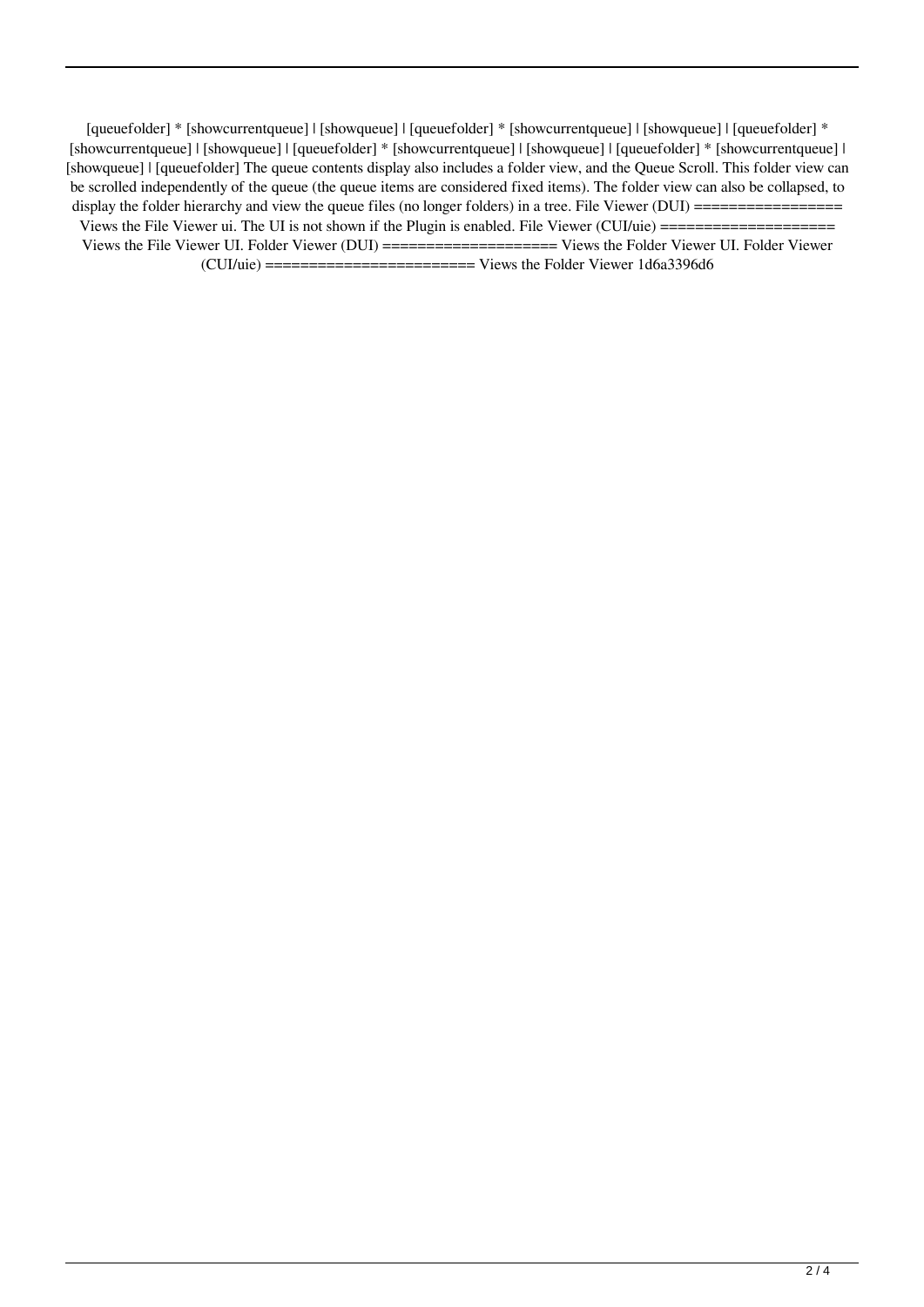[queuefolder] * [showcurrentqueue] | [showqueue] | [queuefolder] * [showcurrentqueue] | [showqueue] | [queuefolder] * [showcurrentqueue] | [showqueue] | [queuefolder] * [showcurrentqueue] | [showqueue] | [queuefolder] * [showcurrentqueue] | [showqueue] | [queuefolder] The queue contents display also includes a folder view, and the Queue Scroll. This folder view can be scrolled independently of the queue (the queue items are considered fixed items). The folder view can also be collapsed, to display the folder hierarchy and view the queue files (no longer folders) in a tree. File Viewer (DUI) ================== Views the File Viewer ui. The UI is not shown if the Plugin is enabled. File Viewer (CUI/uie) ==================== Views the File Viewer UI. Folder Viewer (DUI) ==================== Views the Folder Viewer UI. Folder Viewer (CUI/uie) ======================== Views the Folder Viewer 1d6a3396d6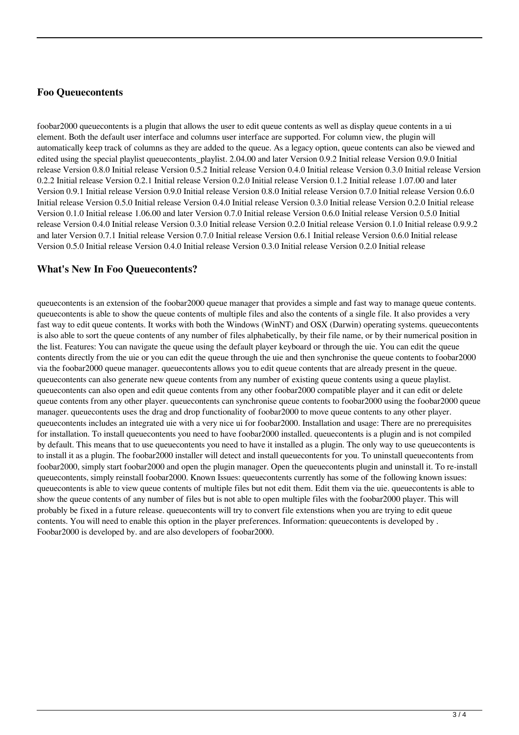### Foo Queuecontents

foobar2000 queuecontents is a plugin that allows the user to edit queue contents as well as display queue contents in a ui element. Both the default user interface and columns user interface are supported. For column view, the plugin will automatically keep track of columns as they are added to the queue. As a legacy option, queue contents can also be viewed and edited using the special playlist queuecontents_playlist. 2.04.00 and later Version 0.9.2 Initial release Version 0.9.0 Initial release Version 0.8.0 Initial release Version 0.5.2 Initial release Version 0.4.0 Initial release Version 0.3.0 Initial release Version 0.2.2 Initial release Version 0.2.1 Initial release Version 0.2.0 Initial release Version 0.1.2 Initial release 1.07.00 and later Version 0.9.1 Initial release Version 0.9.0 Initial release Version 0.8.0 Initial release Version 0.7.0 Initial release Version 0.6.0 Initial release Version 0.5.0 Initial release Version 0.4.0 Initial release Version 0.3.0 Initial release Version 0.2.0 Initial release Version 0.1.0 Initial release 1.06.00 and later Version 0.7.0 Initial release Version 0.6.0 Initial release Version 0.5.0 Initial release Version 0.4.0 Initial release Version 0.3.0 Initial release Version 0.2.0 Initial release Version 0.1.0 Initial release 0.9.9.2 and later Version 0.7.1 Initial release Version 0.7.0 Initial release Version 0.6.1 Initial release Version 0.6.0 Initial release Version 0.5.0 Initial release Version 0.4.0 Initial release Version 0.3.0 Initial release Version 0.2.0 Initial release

### What's New In Foo Queuecontents?

queuecontents is an extension of the foobar2000 queue manager that provides a simple and fast way to manage queue contents. queuecontents is able to show the queue contents of multiple files and also the contents of a single file. It also provides a very fast way to edit queue contents. It works with both the Windows (WinNT) and OSX (Darwin) operating systems. queuecontents is also able to sort the queue contents of any number of files alphabetically, by their file name, or by their numerical position in the list. Features: You can navigate the queue using the default player keyboard or through the uie. You can edit the queue contents directly from the uie or you can edit the queue through the uie and then synchronise the queue contents to foobar2000 via the foobar2000 queue manager. queuecontents allows you to edit queue contents that are already present in the queue. queuecontents can also generate new queue contents from any number of existing queue contents using a queue playlist. queuecontents can also open and edit queue contents from any other foobar2000 compatible player and it can edit or delete queue contents from any other player. queuecontents can synchronise queue contents to foobar2000 using the foobar2000 queue manager. queuecontents uses the drag and drop functionality of foobar2000 to move queue contents to any other player. queuecontents includes an integrated uie with a very nice ui for foobar2000. Installation and usage: There are no prerequisites for installation. To install queuecontents you need to have foobar2000 installed. queuecontents is a plugin and is not compiled by default. This means that to use queuecontents you need to have it installed as a plugin. The only way to use queuecontents is to install it as a plugin. The foobar2000 installer will detect and install queuecontents for you. To uninstall queuecontents from foobar2000, simply start foobar2000 and open the plugin manager. Open the queuecontents plugin and uninstall it. To re-install queuecontents, simply reinstall foobar2000. Known Issues: queuecontents currently has some of the following known issues: queuecontents is able to view queue contents of multiple files but not edit them. Edit them via the uie. queuecontents is able to show the queue contents of any number of files but is not able to open multiple files with the foobar2000 player. This will probably be fixed in a future release. queuecontents will try to convert file extenstions when you are trying to edit queue contents. You will need to enable this option in the player preferences. Information: queuecontents is developed by . Foobar2000 is developed by. and are also developers of foobar2000.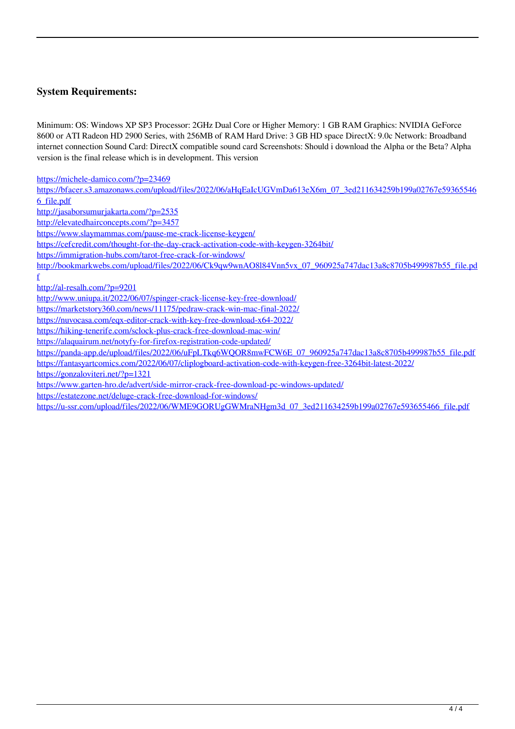### System Requirements:

Minimum: OS: Windows XP SP3 Processor: 2GHz Dual Core or Higher Memory: 1 GB RAM Graphics: NVIDIA GeForce 8600 or ATI Radeon HD 2900 Series, with 256MB of RAM Hard Drive: 3 GB HD space DirectX: 9.0c Network: Broadband internet connection Sound Card: DirectX compatible sound card Screenshots: Should i download the Alpha or the Beta? Alpha version is the final release which is in development. This version

https://michele-damico.com/?p=23469
https://bfacer.s3.amazonaws.com/upload/files/2022/06/aHqEaIcUGVmDa613eX6m_07_3ed211634259b199a02767e593655466_file.pdf
http://jasaborsumurjakarta.com/?p=2535
http://elevatedhairconcepts.com/?p=3457
https://www.slaymammas.com/pause-me-crack-license-keygen/
https://cefcredit.com/thought-for-the-day-crack-activation-code-with-keygen-3264bit/
https://immigration-hubs.com/tarot-free-crack-for-windows/
http://bookmarkwebs.com/upload/files/2022/06/Ck9qw9wnAO8l84Vnn5vx_07_960925a747dac13a8c8705b499987b55_file.pdf
http://al-resalh.com/?p=9201
http://www.uniupa.it/2022/06/07/spinger-crack-license-key-free-download/
https://marketstory360.com/news/11175/pedraw-crack-win-mac-final-2022/
https://nuvocasa.com/eqx-editor-crack-with-key-free-download-x64-2022/
https://hiking-tenerife.com/sclock-plus-crack-free-download-mac-win/
https://alaquairum.net/notyfy-for-firefox-registration-code-updated/
https://panda-app.de/upload/files/2022/06/uFpLTkq6WQOR8mwFCW6E_07_960925a747dac13a8c8705b499987b55_file.pdf
https://fantasyartcomics.com/2022/06/07/cliplogboard-activation-code-with-keygen-free-3264bit-latest-2022/
https://gonzaloviteri.net/?p=1321
https://www.garten-hro.de/advert/side-mirror-crack-free-download-pc-windows-updated/
https://estatezone.net/deluge-crack-free-download-for-windows/
https://u-ssr.com/upload/files/2022/06/WME9GORUgGWMraNHgm3d_07_3ed211634259b199a02767e593655466_file.pdf